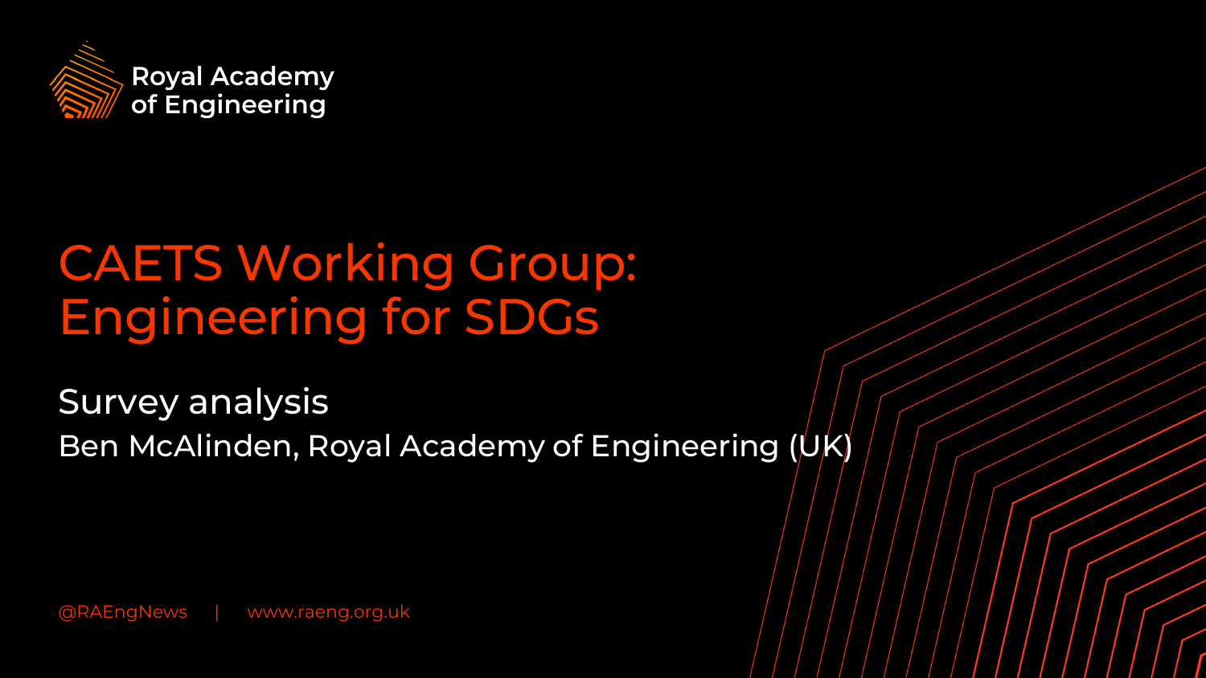Royal Academy of Engineering

# CAETS Working Group: Engineering for SDGs

## Survey analysis

Ben McAlinden, Royal Academy of Engineering (UK)

@RAEngNews | www.raeng.org.uk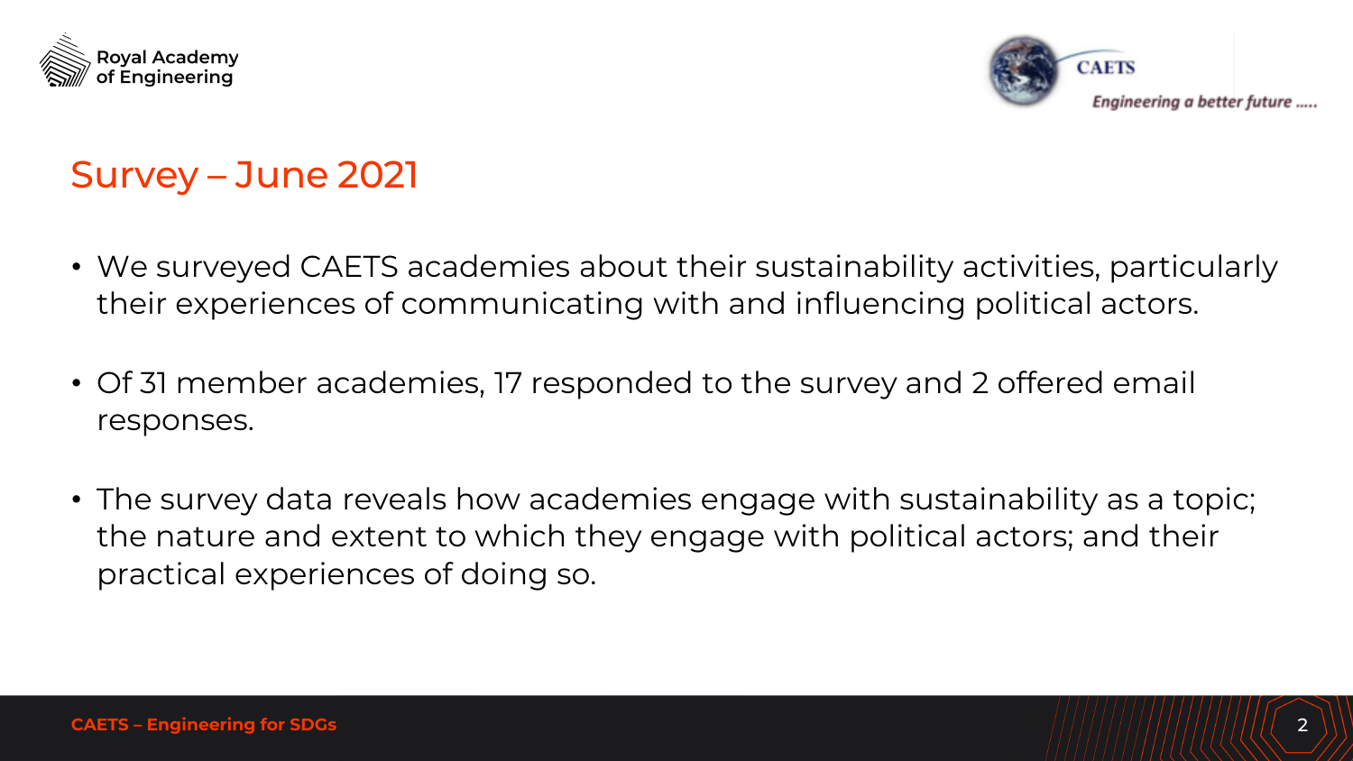# Survey – June 2021

- We surveyed CAETS academies about their sustainability activities, particularly their experiences of communicating with and influencing political actors.
- Of 31 member academies, 17 responded to the survey and 2 offered email responses.
- The survey data reveals how academies engage with sustainability as a topic; the nature and extent to which they engage with political actors; and their practical experiences of doing so.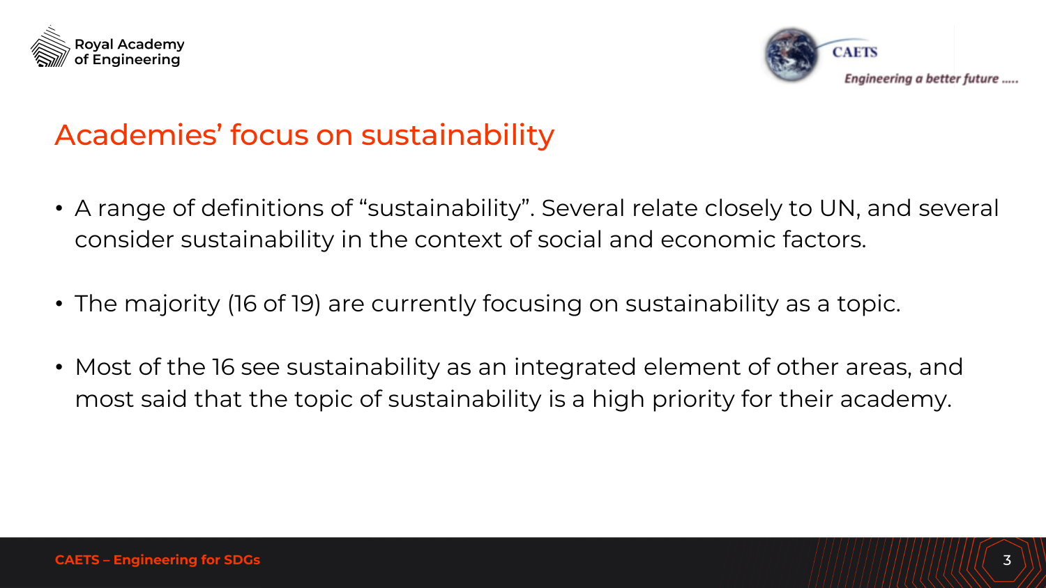# Academies' focus on sustainability

- A range of definitions of "sustainability". Several relate closely to UN, and several consider sustainability in the context of social and economic factors.
- The majority (16 of 19) are currently focusing on sustainability as a topic.
- Most of the 16 see sustainability as an integrated element of other areas, and most said that the topic of sustainability is a high priority for their academy.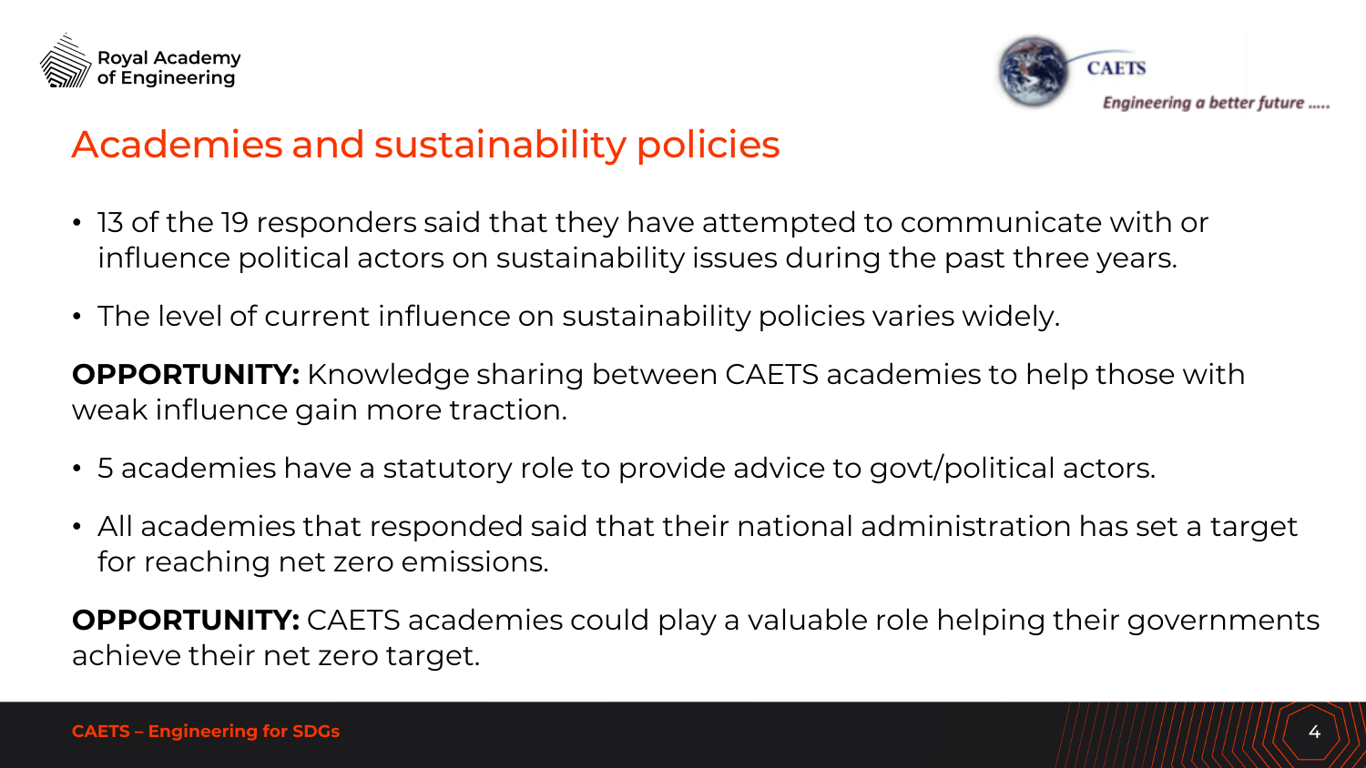# Academies and sustainability policies

- 13 of the 19 responders said that they have attempted to communicate with or influence political actors on sustainability issues during the past three years.
- The level of current influence on sustainability policies varies widely.

**OPPORTUNITY:** Knowledge sharing between CAETS academies to help those with weak influence gain more traction.

- 5 academies have a statutory role to provide advice to govt/political actors.
- All academies that responded said that their national administration has set a target for reaching net zero emissions.

**OPPORTUNITY:** CAETS academies could play a valuable role helping their governments achieve their net zero target.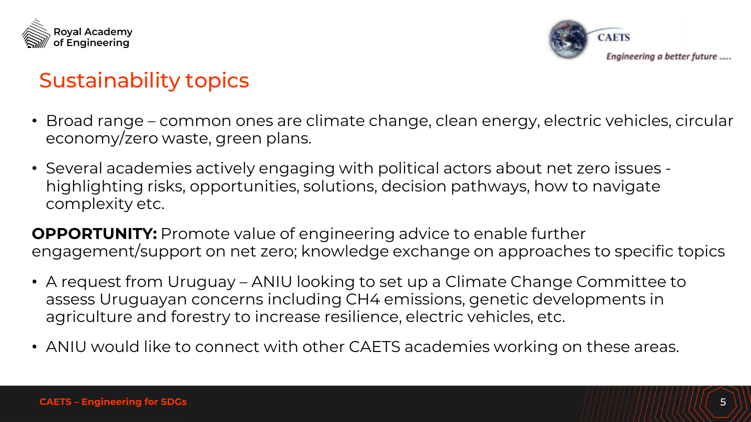# Sustainability topics

- Broad range – common ones are climate change, clean energy, electric vehicles, circular economy/zero waste, green plans.
- Several academies actively engaging with political actors about net zero issues - highlighting risks, opportunities, solutions, decision pathways, how to navigate complexity etc.

**OPPORTUNITY:** Promote value of engineering advice to enable further engagement/support on net zero; knowledge exchange on approaches to specific topics

- A request from Uruguay – ANIU looking to set up a Climate Change Committee to assess Uruguayan concerns including $CH_4$ emissions, genetic developments in agriculture and forestry to increase resilience, electric vehicles, etc.
- ANIU would like to connect with other CAETS academies working on these areas.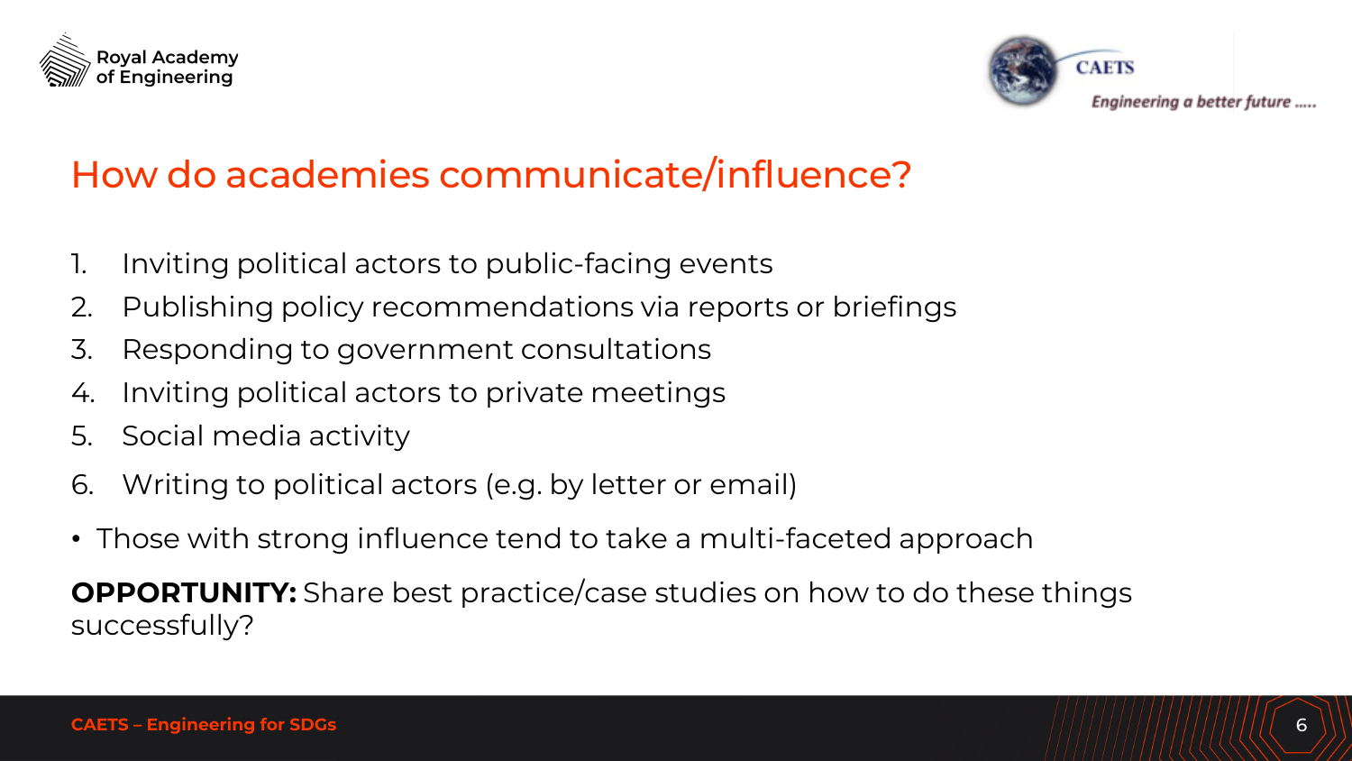# How do academies communicate/influence?

1. Inviting political actors to public-facing events
2. Publishing policy recommendations via reports or briefings
3. Responding to government consultations
4. Inviting political actors to private meetings
5. Social media activity
6. Writing to political actors (e.g. by letter or email)

- Those with strong influence tend to take a multi-faceted approach

**OPPORTUNITY:** Share best practice/case studies on how to do these things successfully?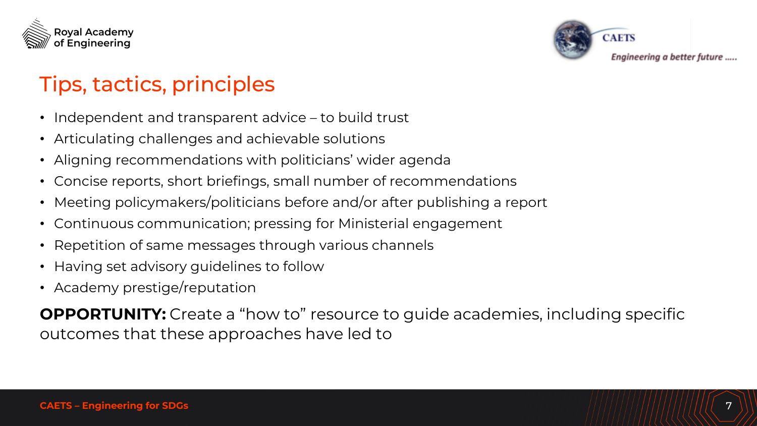# Tips, tactics, principles

- Independent and transparent advice – to build trust
- Articulating challenges and achievable solutions
- Aligning recommendations with politicians' wider agenda
- Concise reports, short briefings, small number of recommendations
- Meeting policymakers/politicians before and/or after publishing a report
- Continuous communication; pressing for Ministerial engagement
- Repetition of same messages through various channels
- Having set advisory guidelines to follow
- Academy prestige/reputation

**OPPORTUNITY:** Create a "how to" resource to guide academies, including specific outcomes that these approaches have led to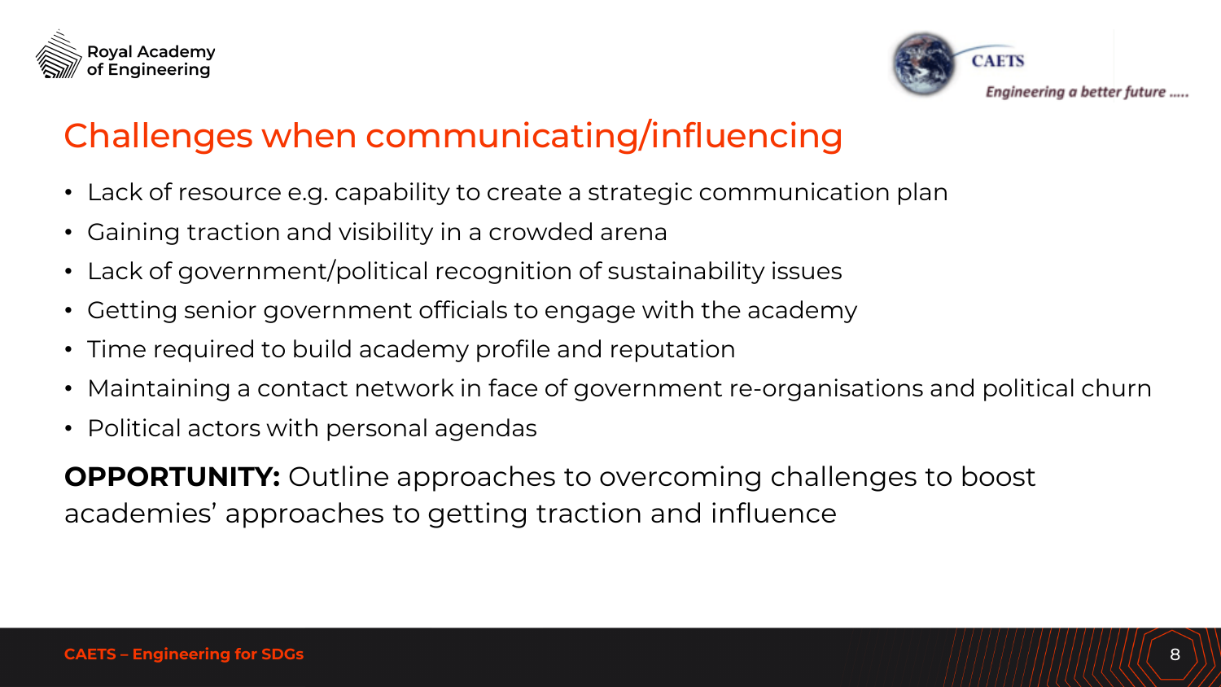## Challenges when communicating/influencing

- Lack of resource e.g. capability to create a strategic communication plan
- Gaining traction and visibility in a crowded arena
- Lack of government/political recognition of sustainability issues
- Getting senior government officials to engage with the academy
- Time required to build academy profile and reputation
- Maintaining a contact network in face of government re-organisations and political churn
- Political actors with personal agendas

**OPPORTUNITY:** Outline approaches to overcoming challenges to boost academies' approaches to getting traction and influence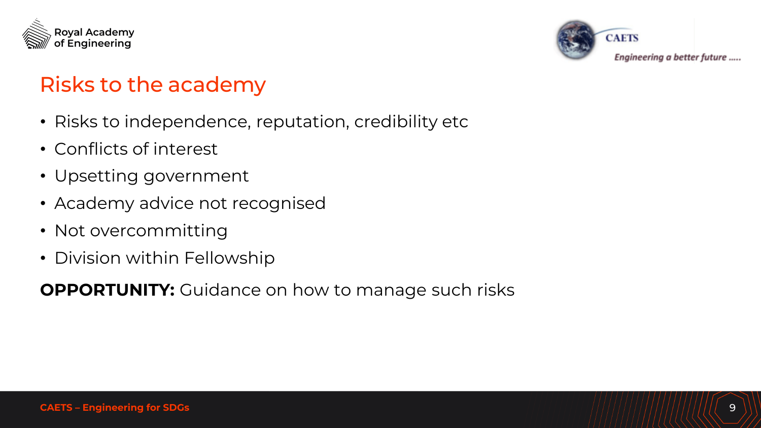# Risks to the academy

- Risks to independence, reputation, credibility etc
- Conflicts of interest
- Upsetting government
- Academy advice not recognised
- Not overcommitting
- Division within Fellowship

**OPPORTUNITY:** Guidance on how to manage such risks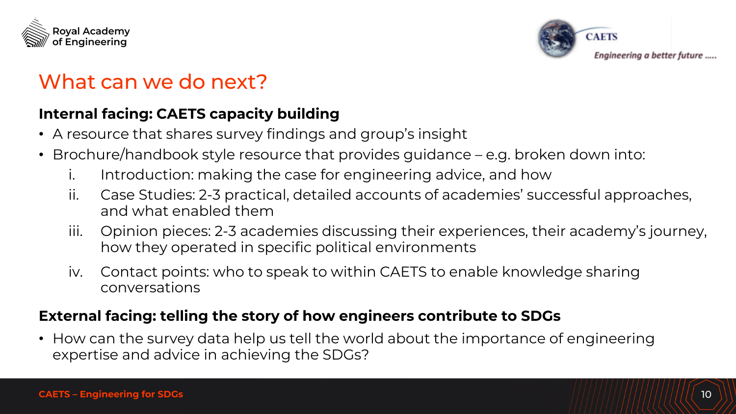# What can we do next?

**Internal facing: CAETS capacity building**

- A resource that shares survey findings and group's insight
- Brochure/handbook style resource that provides guidance – e.g. broken down into:
  i. Introduction: making the case for engineering advice, and how
  ii. Case Studies: 2-3 practical, detailed accounts of academies' successful approaches, and what enabled them
  iii. Opinion pieces: 2-3 academies discussing their experiences, their academy's journey, how they operated in specific political environments
  iv. Contact points: who to speak to within CAETS to enable knowledge sharing conversations

**External facing: telling the story of how engineers contribute to SDGs**

- How can the survey data help us tell the world about the importance of engineering expertise and advice in achieving the SDGs?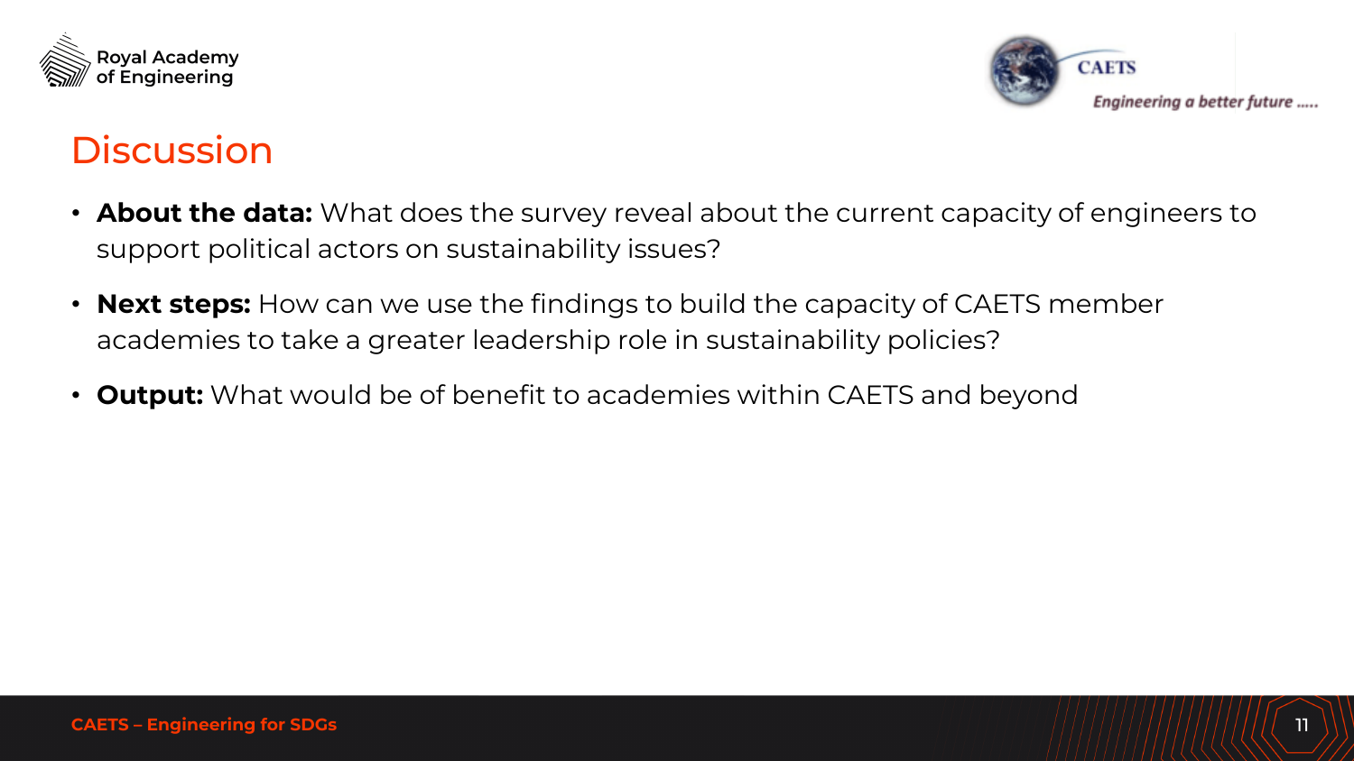# Discussion

- **About the data:** What does the survey reveal about the current capacity of engineers to support political actors on sustainability issues?
- **Next steps:** How can we use the findings to build the capacity of CAETS member academies to take a greater leadership role in sustainability policies?
- **Output:** What would be of benefit to academies within CAETS and beyond